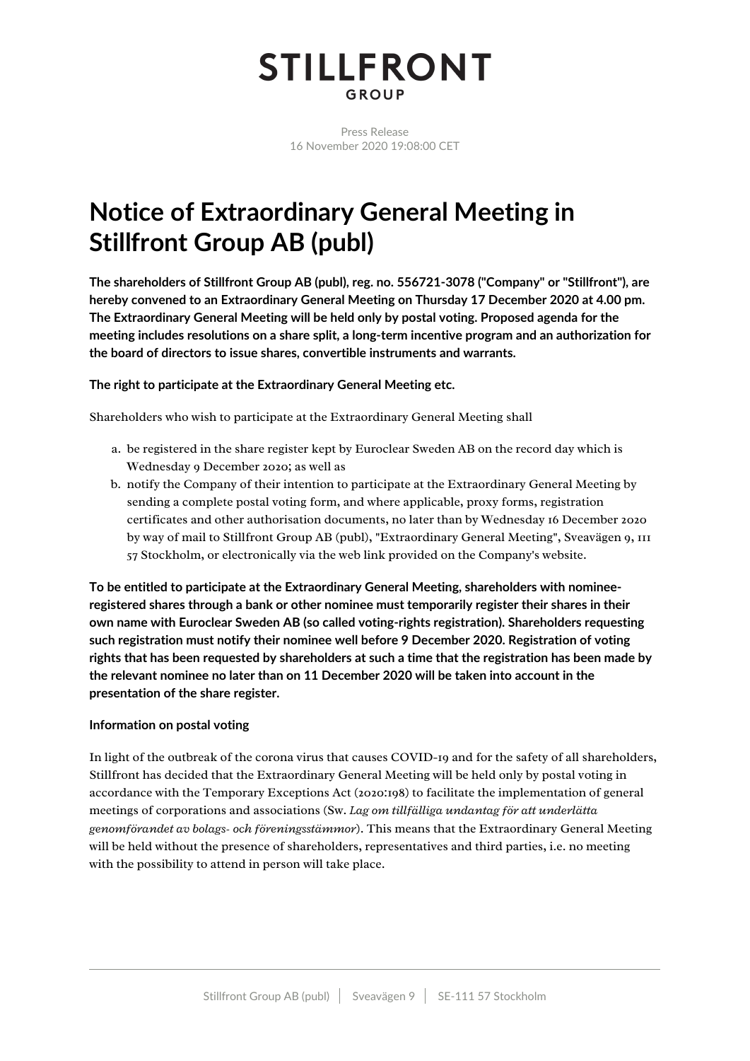STILLFRONT GROUP

Press Release
16 November 2020 19:08:00 CET

# Notice of Extraordinary General Meeting in Stillfront Group AB (publ)

**The shareholders of Stillfront Group AB (publ), reg. no. 556721-3078 ("Company" or "Stillfront"), are hereby convened to an Extraordinary General Meeting on Thursday 17 December 2020 at 4.00 pm. The Extraordinary General Meeting will be held only by postal voting. Proposed agenda for the meeting includes resolutions on a share split, a long-term incentive program and an authorization for the board of directors to issue shares, convertible instruments and warrants.**

**The right to participate at the Extraordinary General Meeting etc.**

Shareholders who wish to participate at the Extraordinary General Meeting shall

a. be registered in the share register kept by Euroclear Sweden AB on the record day which is Wednesday 9 December 2020; as well as
b. notify the Company of their intention to participate at the Extraordinary General Meeting by sending a complete postal voting form, and where applicable, proxy forms, registration certificates and other authorisation documents, no later than by Wednesday 16 December 2020 by way of mail to Stillfront Group AB (publ), "Extraordinary General Meeting", Sveavägen 9, 111 57 Stockholm, or electronically via the web link provided on the Company's website.

**To be entitled to participate at the Extraordinary General Meeting, shareholders with nominee-registered shares through a bank or other nominee must temporarily register their shares in their own name with Euroclear Sweden AB (so called voting-rights registration). Shareholders requesting such registration must notify their nominee well before 9 December 2020. Registration of voting rights that has been requested by shareholders at such a time that the registration has been made by the relevant nominee no later than on 11 December 2020 will be taken into account in the presentation of the share register.**

**Information on postal voting**

In light of the outbreak of the corona virus that causes COVID-19 and for the safety of all shareholders, Stillfront has decided that the Extraordinary General Meeting will be held only by postal voting in accordance with the Temporary Exceptions Act (2020:198) to facilitate the implementation of general meetings of corporations and associations (Sw. *Lag om tillfälliga undantag för att underlätta genomförandet av bolags- och föreningsstämmor*). This means that the Extraordinary General Meeting will be held without the presence of shareholders, representatives and third parties, i.e. no meeting with the possibility to attend in person will take place.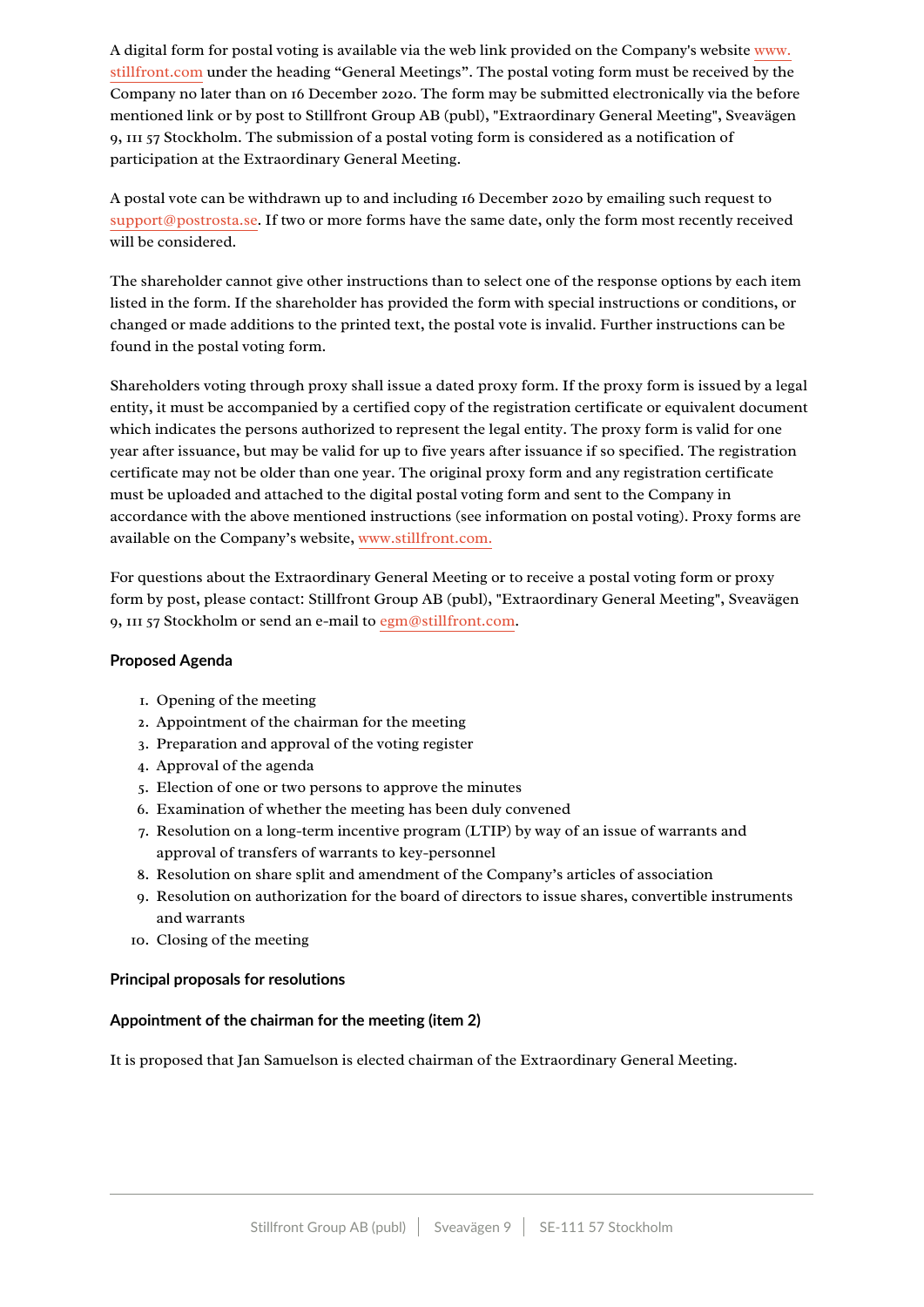A digital form for postal voting is available via the web link provided on the Company's website www.stillfront.com under the heading "General Meetings". The postal voting form must be received by the Company no later than on 16 December 2020. The form may be submitted electronically via the before mentioned link or by post to Stillfront Group AB (publ), "Extraordinary General Meeting", Sveavägen 9, 111 57 Stockholm. The submission of a postal voting form is considered as a notification of participation at the Extraordinary General Meeting.

A postal vote can be withdrawn up to and including 16 December 2020 by emailing such request to support@postrosta.se. If two or more forms have the same date, only the form most recently received will be considered.

The shareholder cannot give other instructions than to select one of the response options by each item listed in the form. If the shareholder has provided the form with special instructions or conditions, or changed or made additions to the printed text, the postal vote is invalid. Further instructions can be found in the postal voting form.

Shareholders voting through proxy shall issue a dated proxy form. If the proxy form is issued by a legal entity, it must be accompanied by a certified copy of the registration certificate or equivalent document which indicates the persons authorized to represent the legal entity. The proxy form is valid for one year after issuance, but may be valid for up to five years after issuance if so specified. The registration certificate may not be older than one year. The original proxy form and any registration certificate must be uploaded and attached to the digital postal voting form and sent to the Company in accordance with the above mentioned instructions (see information on postal voting). Proxy forms are available on the Company's website, www.stillfront.com.

For questions about the Extraordinary General Meeting or to receive a postal voting form or proxy form by post, please contact: Stillfront Group AB (publ), "Extraordinary General Meeting", Sveavägen 9, 111 57 Stockholm or send an e-mail to egm@stillfront.com.

### Proposed Agenda

1. Opening of the meeting
2. Appointment of the chairman for the meeting
3. Preparation and approval of the voting register
4. Approval of the agenda
5. Election of one or two persons to approve the minutes
6. Examination of whether the meeting has been duly convened
7. Resolution on a long-term incentive program (LTIP) by way of an issue of warrants and approval of transfers of warrants to key-personnel
8. Resolution on share split and amendment of the Company's articles of association
9. Resolution on authorization for the board of directors to issue shares, convertible instruments and warrants
10. Closing of the meeting

### Principal proposals for resolutions

### Appointment of the chairman for the meeting (item 2)

It is proposed that Jan Samuelson is elected chairman of the Extraordinary General Meeting.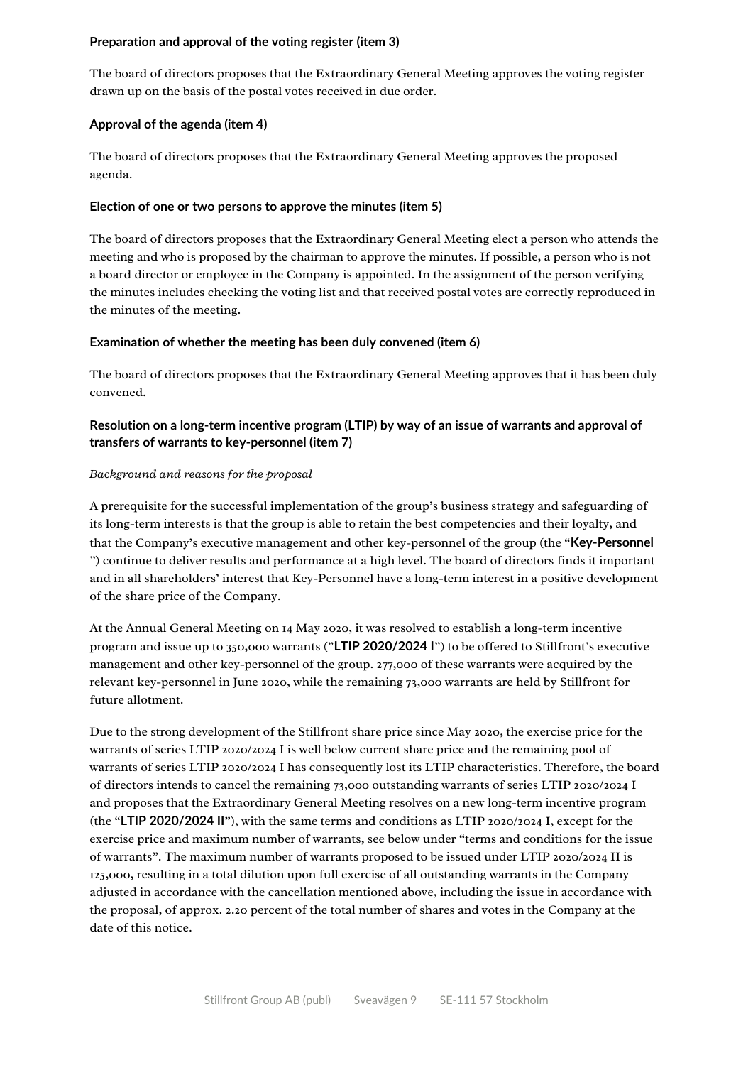**Preparation and approval of the voting register (item 3)**

The board of directors proposes that the Extraordinary General Meeting approves the voting register drawn up on the basis of the postal votes received in due order.

**Approval of the agenda (item 4)**

The board of directors proposes that the Extraordinary General Meeting approves the proposed agenda.

**Election of one or two persons to approve the minutes (item 5)**

The board of directors proposes that the Extraordinary General Meeting elect a person who attends the meeting and who is proposed by the chairman to approve the minutes. If possible, a person who is not a board director or employee in the Company is appointed. In the assignment of the person verifying the minutes includes checking the voting list and that received postal votes are correctly reproduced in the minutes of the meeting.

**Examination of whether the meeting has been duly convened (item 6)**

The board of directors proposes that the Extraordinary General Meeting approves that it has been duly convened.

**Resolution on a long-term incentive program (LTIP) by way of an issue of warrants and approval of transfers of warrants to key-personnel (item 7)**

*Background and reasons for the proposal*

A prerequisite for the successful implementation of the group's business strategy and safeguarding of its long-term interests is that the group is able to retain the best competencies and their loyalty, and that the Company's executive management and other key-personnel of the group (the "**Key-Personnel**") continue to deliver results and performance at a high level. The board of directors finds it important and in all shareholders' interest that Key-Personnel have a long-term interest in a positive development of the share price of the Company.

At the Annual General Meeting on 14 May 2020, it was resolved to establish a long-term incentive program and issue up to 350,000 warrants ("**LTIP 2020/2024 I**") to be offered to Stillfront's executive management and other key-personnel of the group. 277,000 of these warrants were acquired by the relevant key-personnel in June 2020, while the remaining 73,000 warrants are held by Stillfront for future allotment.

Due to the strong development of the Stillfront share price since May 2020, the exercise price for the warrants of series LTIP 2020/2024 I is well below current share price and the remaining pool of warrants of series LTIP 2020/2024 I has consequently lost its LTIP characteristics. Therefore, the board of directors intends to cancel the remaining 73,000 outstanding warrants of series LTIP 2020/2024 I and proposes that the Extraordinary General Meeting resolves on a new long-term incentive program (the "**LTIP 2020/2024 II**"), with the same terms and conditions as LTIP 2020/2024 I, except for the exercise price and maximum number of warrants, see below under "terms and conditions for the issue of warrants". The maximum number of warrants proposed to be issued under LTIP 2020/2024 II is 125,000, resulting in a total dilution upon full exercise of all outstanding warrants in the Company adjusted in accordance with the cancellation mentioned above, including the issue in accordance with the proposal, of approx. 2.20 percent of the total number of shares and votes in the Company at the date of this notice.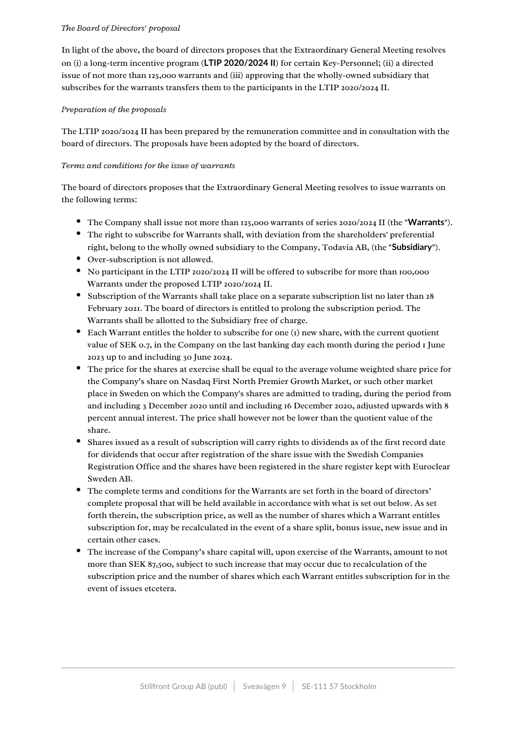*The Board of Directors' proposal*

In light of the above, the board of directors proposes that the Extraordinary General Meeting resolves on (i) a long-term incentive program (**LTIP 2020/2024 II**) for certain Key-Personnel; (ii) a directed issue of not more than 125,000 warrants and (iii) approving that the wholly-owned subsidiary that subscribes for the warrants transfers them to the participants in the LTIP 2020/2024 II.

*Preparation of the proposals*

The LTIP 2020/2024 II has been prepared by the remuneration committee and in consultation with the board of directors. The proposals have been adopted by the board of directors.

*Terms and conditions for the issue of warrants*

The board of directors proposes that the Extraordinary General Meeting resolves to issue warrants on the following terms:

- The Company shall issue not more than 125,000 warrants of series 2020/2024 II (the "**Warrants**").
- The right to subscribe for Warrants shall, with deviation from the shareholders' preferential right, belong to the wholly owned subsidiary to the Company, Todavia AB, (the "**Subsidiary**").
- Over-subscription is not allowed.
- No participant in the LTIP 2020/2024 II will be offered to subscribe for more than 100,000 Warrants under the proposed LTIP 2020/2024 II.
- Subscription of the Warrants shall take place on a separate subscription list no later than 28 February 2021. The board of directors is entitled to prolong the subscription period. The Warrants shall be allotted to the Subsidiary free of charge.
- Each Warrant entitles the holder to subscribe for one (1) new share, with the current quotient value of SEK 0.7, in the Company on the last banking day each month during the period 1 June 2023 up to and including 30 June 2024.
- The price for the shares at exercise shall be equal to the average volume weighted share price for the Company's share on Nasdaq First North Premier Growth Market, or such other market place in Sweden on which the Company's shares are admitted to trading, during the period from and including 3 December 2020 until and including 16 December 2020, adjusted upwards with 8 percent annual interest. The price shall however not be lower than the quotient value of the share.
- Shares issued as a result of subscription will carry rights to dividends as of the first record date for dividends that occur after registration of the share issue with the Swedish Companies Registration Office and the shares have been registered in the share register kept with Euroclear Sweden AB.
- The complete terms and conditions for the Warrants are set forth in the board of directors' complete proposal that will be held available in accordance with what is set out below. As set forth therein, the subscription price, as well as the number of shares which a Warrant entitles subscription for, may be recalculated in the event of a share split, bonus issue, new issue and in certain other cases.
- The increase of the Company's share capital will, upon exercise of the Warrants, amount to not more than SEK 87,500, subject to such increase that may occur due to recalculation of the subscription price and the number of shares which each Warrant entitles subscription for in the event of issues etcetera.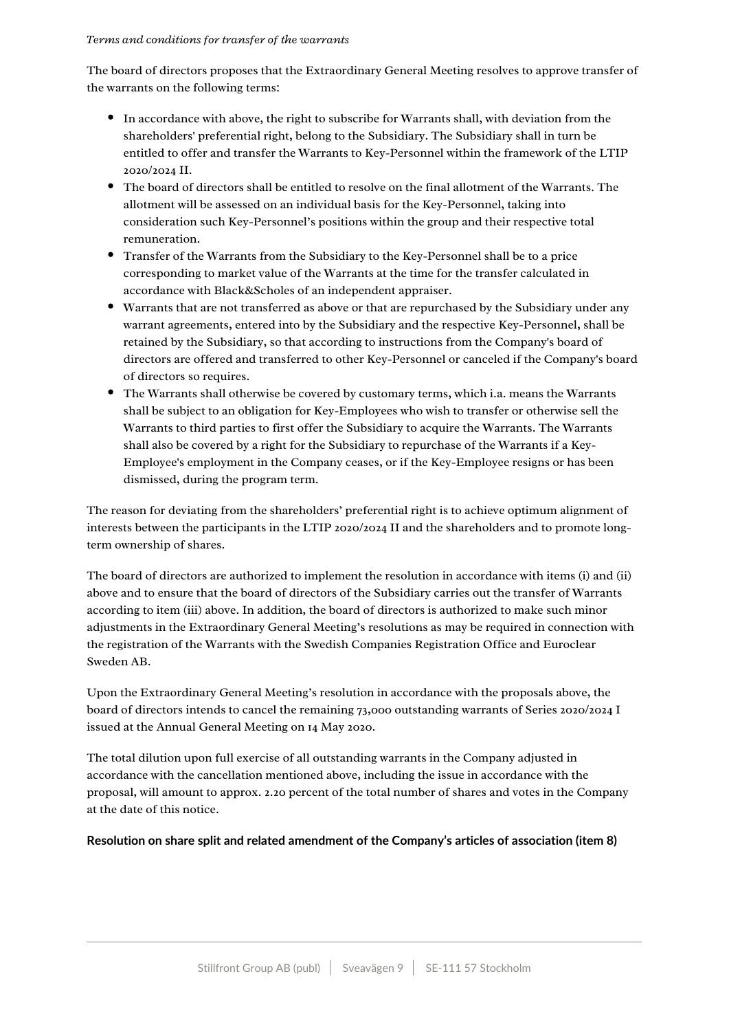*Terms and conditions for transfer of the warrants*

The board of directors proposes that the Extraordinary General Meeting resolves to approve transfer of the warrants on the following terms:

- In accordance with above, the right to subscribe for Warrants shall, with deviation from the shareholders' preferential right, belong to the Subsidiary. The Subsidiary shall in turn be entitled to offer and transfer the Warrants to Key-Personnel within the framework of the LTIP 2020/2024 II.
- The board of directors shall be entitled to resolve on the final allotment of the Warrants. The allotment will be assessed on an individual basis for the Key-Personnel, taking into consideration such Key-Personnel's positions within the group and their respective total remuneration.
- Transfer of the Warrants from the Subsidiary to the Key-Personnel shall be to a price corresponding to market value of the Warrants at the time for the transfer calculated in accordance with Black&Scholes of an independent appraiser.
- Warrants that are not transferred as above or that are repurchased by the Subsidiary under any warrant agreements, entered into by the Subsidiary and the respective Key-Personnel, shall be retained by the Subsidiary, so that according to instructions from the Company's board of directors are offered and transferred to other Key-Personnel or canceled if the Company's board of directors so requires.
- The Warrants shall otherwise be covered by customary terms, which i.a. means the Warrants shall be subject to an obligation for Key-Employees who wish to transfer or otherwise sell the Warrants to third parties to first offer the Subsidiary to acquire the Warrants. The Warrants shall also be covered by a right for the Subsidiary to repurchase of the Warrants if a Key-Employee's employment in the Company ceases, or if the Key-Employee resigns or has been dismissed, during the program term.

The reason for deviating from the shareholders' preferential right is to achieve optimum alignment of interests between the participants in the LTIP 2020/2024 II and the shareholders and to promote long-term ownership of shares.

The board of directors are authorized to implement the resolution in accordance with items (i) and (ii) above and to ensure that the board of directors of the Subsidiary carries out the transfer of Warrants according to item (iii) above. In addition, the board of directors is authorized to make such minor adjustments in the Extraordinary General Meeting's resolutions as may be required in connection with the registration of the Warrants with the Swedish Companies Registration Office and Euroclear Sweden AB.

Upon the Extraordinary General Meeting's resolution in accordance with the proposals above, the board of directors intends to cancel the remaining 73,000 outstanding warrants of Series 2020/2024 I issued at the Annual General Meeting on 14 May 2020.

The total dilution upon full exercise of all outstanding warrants in the Company adjusted in accordance with the cancellation mentioned above, including the issue in accordance with the proposal, will amount to approx. 2.20 percent of the total number of shares and votes in the Company at the date of this notice.

**Resolution on share split and related amendment of the Company's articles of association (item 8)**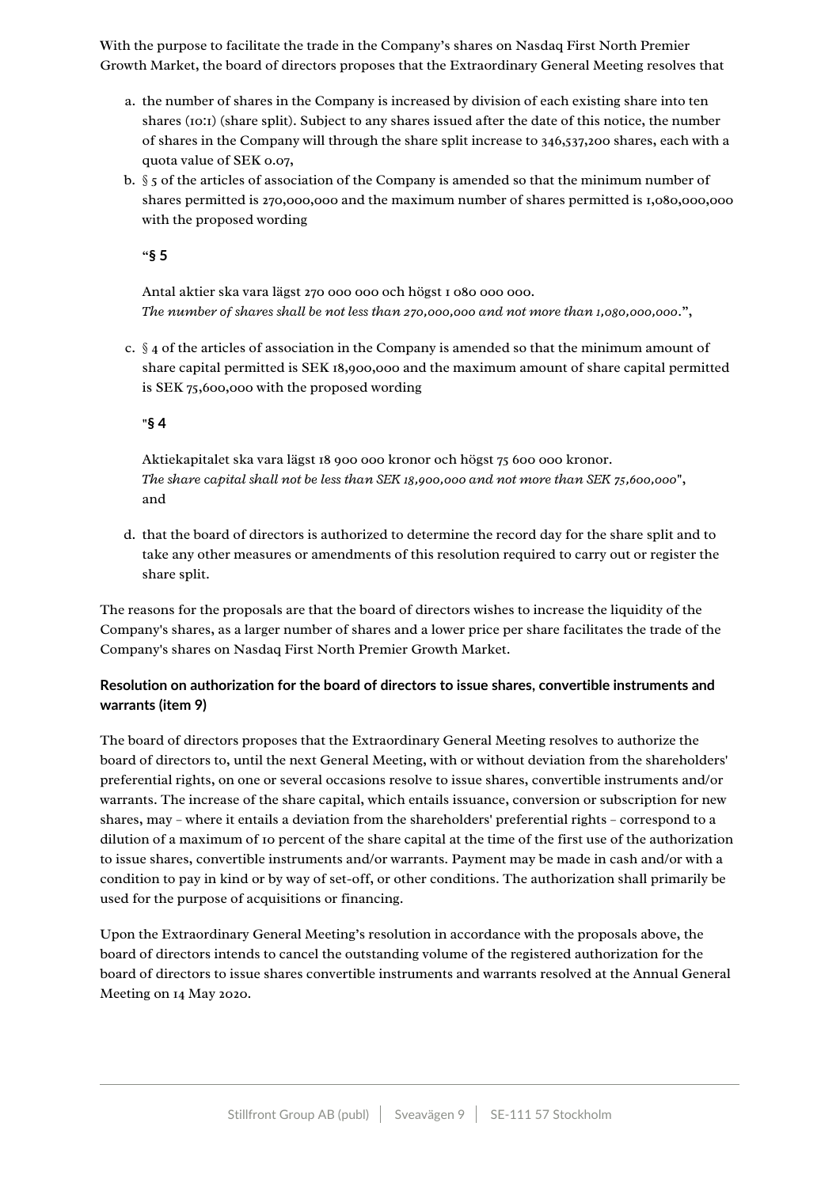With the purpose to facilitate the trade in the Company's shares on Nasdaq First North Premier Growth Market, the board of directors proposes that the Extraordinary General Meeting resolves that

a. the number of shares in the Company is increased by division of each existing share into ten shares (10:1) (share split). Subject to any shares issued after the date of this notice, the number of shares in the Company will through the share split increase to 346,537,200 shares, each with a quota value of SEK 0.07,
b. § 5 of the articles of association of the Company is amended so that the minimum number of shares permitted is 270,000,000 and the maximum number of shares permitted is 1,080,000,000 with the proposed wording

   **"§ 5**

   Antal aktier ska vara lägst 270 000 000 och högst 1 080 000 000.
   *The number of shares shall be not less than 270,000,000 and not more than 1,080,000,000*.",

c. § 4 of the articles of association in the Company is amended so that the minimum amount of share capital permitted is SEK 18,900,000 and the maximum amount of share capital permitted is SEK 75,600,000 with the proposed wording

   **"§ 4**

   Aktiekapitalet ska vara lägst 18 900 000 kronor och högst 75 600 000 kronor.
   *The share capital shall not be less than SEK 18,900,000 and not more than SEK 75,600,000*", and

d. that the board of directors is authorized to determine the record day for the share split and to take any other measures or amendments of this resolution required to carry out or register the share split.

The reasons for the proposals are that the board of directors wishes to increase the liquidity of the Company's shares, as a larger number of shares and a lower price per share facilitates the trade of the Company's shares on Nasdaq First North Premier Growth Market.

**Resolution on authorization for the board of directors to issue shares, convertible instruments and warrants (item 9)**

The board of directors proposes that the Extraordinary General Meeting resolves to authorize the board of directors to, until the next General Meeting, with or without deviation from the shareholders' preferential rights, on one or several occasions resolve to issue shares, convertible instruments and/or warrants. The increase of the share capital, which entails issuance, conversion or subscription for new shares, may – where it entails a deviation from the shareholders' preferential rights – correspond to a dilution of a maximum of 10 percent of the share capital at the time of the first use of the authorization to issue shares, convertible instruments and/or warrants. Payment may be made in cash and/or with a condition to pay in kind or by way of set-off, or other conditions. The authorization shall primarily be used for the purpose of acquisitions or financing.

Upon the Extraordinary General Meeting's resolution in accordance with the proposals above, the board of directors intends to cancel the outstanding volume of the registered authorization for the board of directors to issue shares convertible instruments and warrants resolved at the Annual General Meeting on 14 May 2020.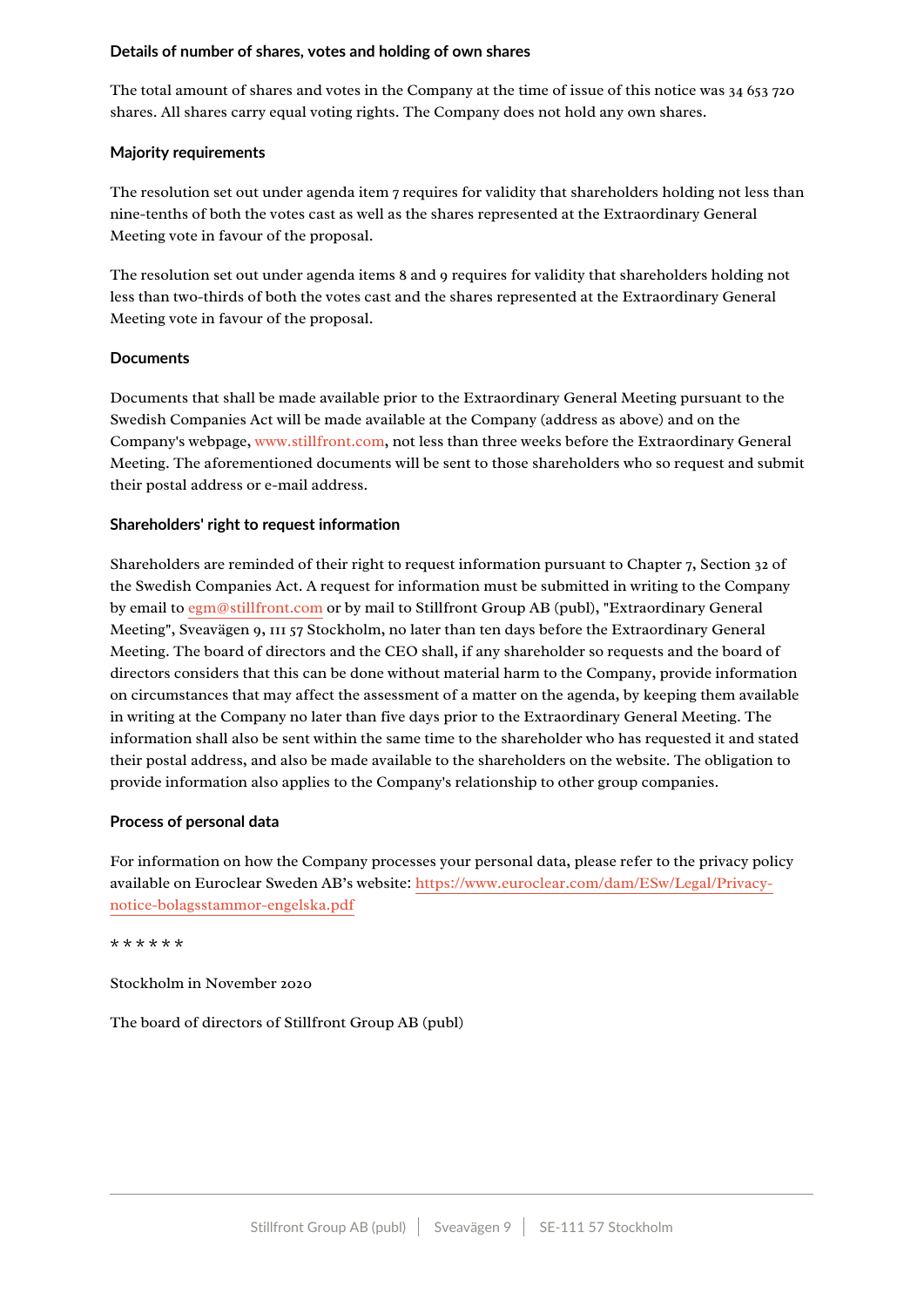### Details of number of shares, votes and holding of own shares

The total amount of shares and votes in the Company at the time of issue of this notice was 34 653 720 shares. All shares carry equal voting rights. The Company does not hold any own shares.

### Majority requirements

The resolution set out under agenda item 7 requires for validity that shareholders holding not less than nine-tenths of both the votes cast as well as the shares represented at the Extraordinary General Meeting vote in favour of the proposal.

The resolution set out under agenda items 8 and 9 requires for validity that shareholders holding not less than two-thirds of both the votes cast and the shares represented at the Extraordinary General Meeting vote in favour of the proposal.

### Documents

Documents that shall be made available prior to the Extraordinary General Meeting pursuant to the Swedish Companies Act will be made available at the Company (address as above) and on the Company's webpage, www.stillfront.com, not less than three weeks before the Extraordinary General Meeting. The aforementioned documents will be sent to those shareholders who so request and submit their postal address or e-mail address.

### Shareholders' right to request information

Shareholders are reminded of their right to request information pursuant to Chapter 7, Section 32 of the Swedish Companies Act. A request for information must be submitted in writing to the Company by email to egm@stillfront.com or by mail to Stillfront Group AB (publ), "Extraordinary General Meeting", Sveavägen 9, 111 57 Stockholm, no later than ten days before the Extraordinary General Meeting. The board of directors and the CEO shall, if any shareholder so requests and the board of directors considers that this can be done without material harm to the Company, provide information on circumstances that may affect the assessment of a matter on the agenda, by keeping them available in writing at the Company no later than five days prior to the Extraordinary General Meeting. The information shall also be sent within the same time to the shareholder who has requested it and stated their postal address, and also be made available to the shareholders on the website. The obligation to provide information also applies to the Company's relationship to other group companies.

### Process of personal data

For information on how the Company processes your personal data, please refer to the privacy policy available on Euroclear Sweden AB's website: https://www.euroclear.com/dam/ESw/Legal/Privacy-notice-bolagsstammor-engelska.pdf

* * * * * *

Stockholm in November 2020

The board of directors of Stillfront Group AB (publ)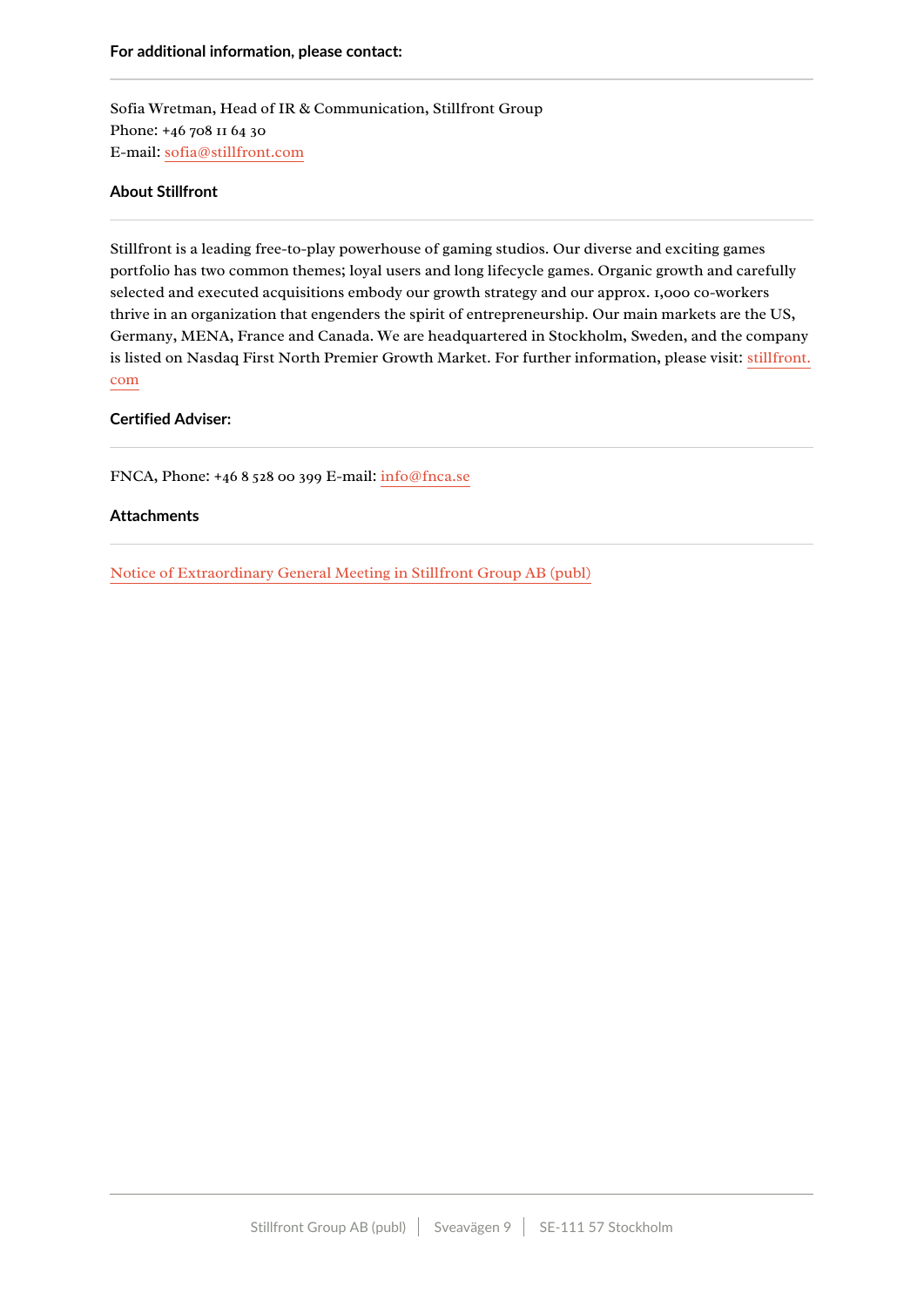**For additional information, please contact:**

Sofia Wretman, Head of IR & Communication, Stillfront Group
Phone: +46 708 11 64 30
E-mail: sofia@stillfront.com

**About Stillfront**

Stillfront is a leading free-to-play powerhouse of gaming studios. Our diverse and exciting games portfolio has two common themes; loyal users and long lifecycle games. Organic growth and carefully selected and executed acquisitions embody our growth strategy and our approx. 1,000 co-workers thrive in an organization that engenders the spirit of entrepreneurship. Our main markets are the US, Germany, MENA, France and Canada. We are headquartered in Stockholm, Sweden, and the company is listed on Nasdaq First North Premier Growth Market. For further information, please visit: stillfront.com

**Certified Adviser:**

FNCA, Phone: +46 8 528 00 399 E-mail: info@fnca.se

**Attachments**

Notice of Extraordinary General Meeting in Stillfront Group AB (publ)